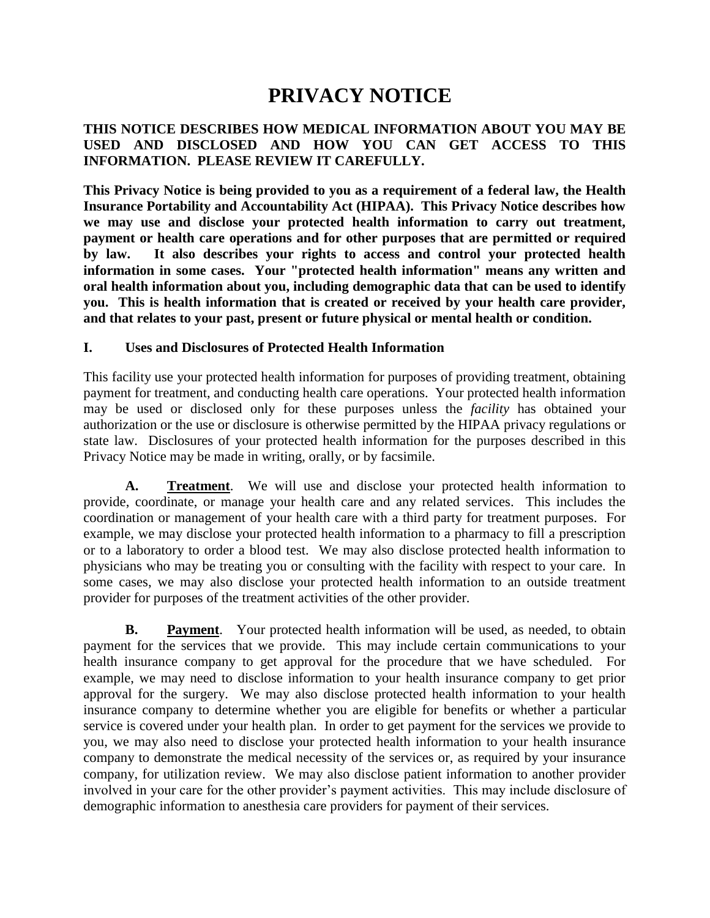# PRIVACY NOTICE

**THIS NOTICE DESCRIBES HOW MEDICAL INFORMATION ABOUT YOU MAY BE USED AND DISCLOSED AND HOW YOU CAN GET ACCESS TO THIS INFORMATION. PLEASE REVIEW IT CAREFULLY.**

**This Privacy Notice is being provided to you as a requirement of a federal law, the Health Insurance Portability and Accountability Act (HIPAA). This Privacy Notice describes how we may use and disclose your protected health information to carry out treatment, payment or health care operations and for other purposes that are permitted or required by law. It also describes your rights to access and control your protected health information in some cases. Your "protected health information" means any written and oral health information about you, including demographic data that can be used to identify you. This is health information that is created or received by your health care provider, and that relates to your past, present or future physical or mental health or condition.**

## I. Uses and Disclosures of Protected Health Information

This facility use your protected health information for purposes of providing treatment, obtaining payment for treatment, and conducting health care operations. Your protected health information may be used or disclosed only for these purposes unless the *facility* has obtained your authorization or the use or disclosure is otherwise permitted by the HIPAA privacy regulations or state law. Disclosures of your protected health information for the purposes described in this Privacy Notice may be made in writing, orally, or by facsimile.

**A. Treatment**. We will use and disclose your protected health information to provide, coordinate, or manage your health care and any related services. This includes the coordination or management of your health care with a third party for treatment purposes. For example, we may disclose your protected health information to a pharmacy to fill a prescription or to a laboratory to order a blood test. We may also disclose protected health information to physicians who may be treating you or consulting with the facility with respect to your care. In some cases, we may also disclose your protected health information to an outside treatment provider for purposes of the treatment activities of the other provider.

**B. Payment**. Your protected health information will be used, as needed, to obtain payment for the services that we provide. This may include certain communications to your health insurance company to get approval for the procedure that we have scheduled. For example, we may need to disclose information to your health insurance company to get prior approval for the surgery. We may also disclose protected health information to your health insurance company to determine whether you are eligible for benefits or whether a particular service is covered under your health plan. In order to get payment for the services we provide to you, we may also need to disclose your protected health information to your health insurance company to demonstrate the medical necessity of the services or, as required by your insurance company, for utilization review. We may also disclose patient information to another provider involved in your care for the other provider's payment activities. This may include disclosure of demographic information to anesthesia care providers for payment of their services.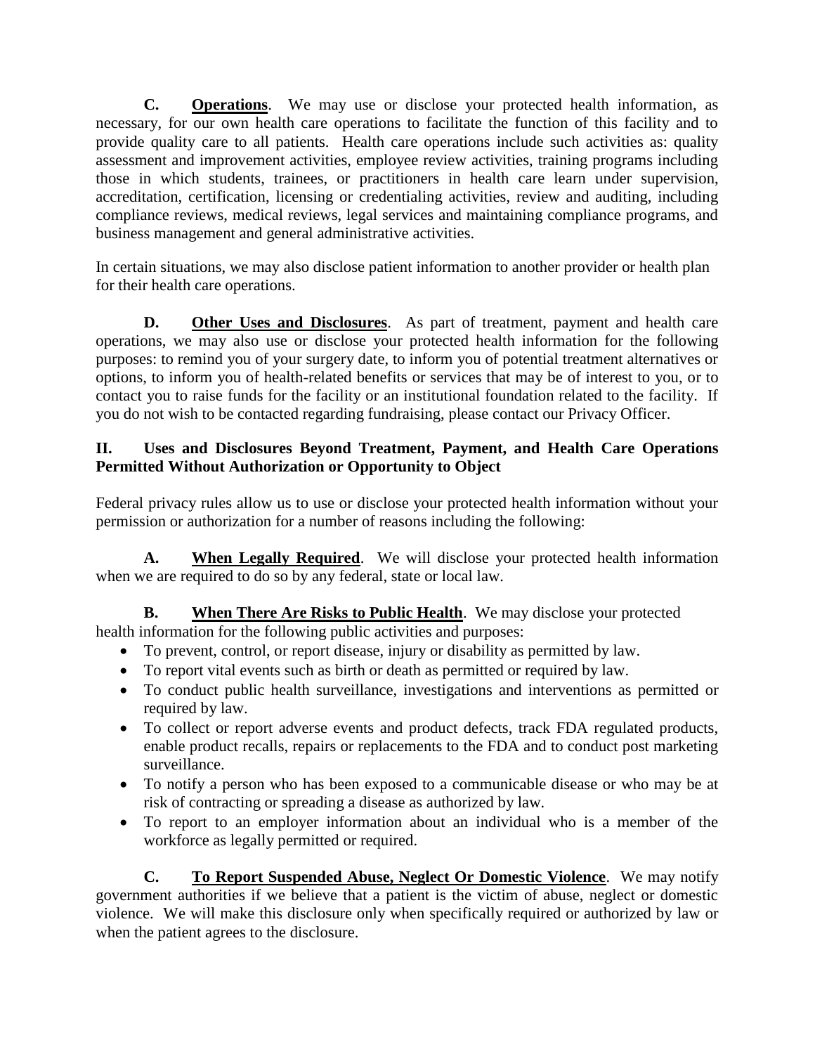**C. <u>Operations</u>**. We may use or disclose your protected health information, as necessary, for our own health care operations to facilitate the function of this facility and to provide quality care to all patients. Health care operations include such activities as: quality assessment and improvement activities, employee review activities, training programs including those in which students, trainees, or practitioners in health care learn under supervision, accreditation, certification, licensing or credentialing activities, review and auditing, including compliance reviews, medical reviews, legal services and maintaining compliance programs, and business management and general administrative activities.

In certain situations, we may also disclose patient information to another provider or health plan for their health care operations.

**D. <u>Other Uses and Disclosures</u>**. As part of treatment, payment and health care operations, we may also use or disclose your protected health information for the following purposes: to remind you of your surgery date, to inform you of potential treatment alternatives or options, to inform you of health-related benefits or services that may be of interest to you, or to contact you to raise funds for the facility or an institutional foundation related to the facility. If you do not wish to be contacted regarding fundraising, please contact our Privacy Officer.

## II. Uses and Disclosures Beyond Treatment, Payment, and Health Care Operations Permitted Without Authorization or Opportunity to Object

Federal privacy rules allow us to use or disclose your protected health information without your permission or authorization for a number of reasons including the following:

**A. <u>When Legally Required</u>**. We will disclose your protected health information when we are required to do so by any federal, state or local law.

**B. <u>When There Are Risks to Public Health</u>**. We may disclose your protected health information for the following public activities and purposes:

- To prevent, control, or report disease, injury or disability as permitted by law.
- To report vital events such as birth or death as permitted or required by law.
- To conduct public health surveillance, investigations and interventions as permitted or required by law.
- To collect or report adverse events and product defects, track FDA regulated products, enable product recalls, repairs or replacements to the FDA and to conduct post marketing surveillance.
- To notify a person who has been exposed to a communicable disease or who may be at risk of contracting or spreading a disease as authorized by law.
- To report to an employer information about an individual who is a member of the workforce as legally permitted or required.

**C. <u>To Report Suspended Abuse, Neglect Or Domestic Violence</u>**. We may notify government authorities if we believe that a patient is the victim of abuse, neglect or domestic violence. We will make this disclosure only when specifically required or authorized by law or when the patient agrees to the disclosure.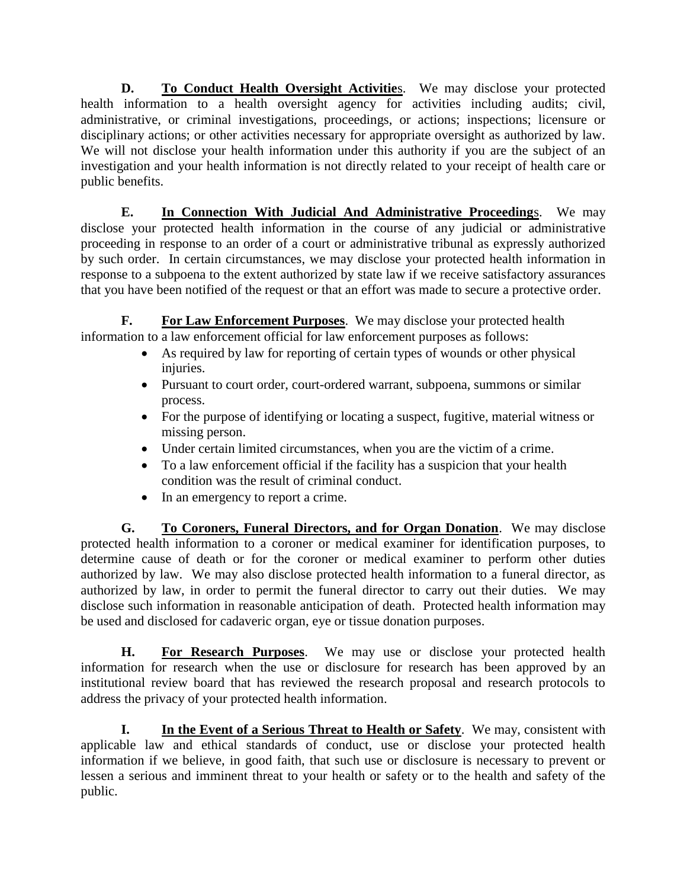**D.** **To Conduct Health Oversight Activities**. We may disclose your protected health information to a health oversight agency for activities including audits; civil, administrative, or criminal investigations, proceedings, or actions; inspections; licensure or disciplinary actions; or other activities necessary for appropriate oversight as authorized by law. We will not disclose your health information under this authority if you are the subject of an investigation and your health information is not directly related to your receipt of health care or public benefits.

**E.** **In Connection With Judicial And Administrative Proceedings**. We may disclose your protected health information in the course of any judicial or administrative proceeding in response to an order of a court or administrative tribunal as expressly authorized by such order. In certain circumstances, we may disclose your protected health information in response to a subpoena to the extent authorized by state law if we receive satisfactory assurances that you have been notified of the request or that an effort was made to secure a protective order.

**F.** **For Law Enforcement Purposes**. We may disclose your protected health information to a law enforcement official for law enforcement purposes as follows:

- As required by law for reporting of certain types of wounds or other physical injuries.
- Pursuant to court order, court-ordered warrant, subpoena, summons or similar process.
- For the purpose of identifying or locating a suspect, fugitive, material witness or missing person.
- Under certain limited circumstances, when you are the victim of a crime.
- To a law enforcement official if the facility has a suspicion that your health condition was the result of criminal conduct.
- In an emergency to report a crime.

**G.** **To Coroners, Funeral Directors, and for Organ Donation**. We may disclose protected health information to a coroner or medical examiner for identification purposes, to determine cause of death or for the coroner or medical examiner to perform other duties authorized by law. We may also disclose protected health information to a funeral director, as authorized by law, in order to permit the funeral director to carry out their duties. We may disclose such information in reasonable anticipation of death. Protected health information may be used and disclosed for cadaveric organ, eye or tissue donation purposes.

**H.** **For Research Purposes**. We may use or disclose your protected health information for research when the use or disclosure for research has been approved by an institutional review board that has reviewed the research proposal and research protocols to address the privacy of your protected health information.

**I.** **In the Event of a Serious Threat to Health or Safety**. We may, consistent with applicable law and ethical standards of conduct, use or disclose your protected health information if we believe, in good faith, that such use or disclosure is necessary to prevent or lessen a serious and imminent threat to your health or safety or to the health and safety of the public.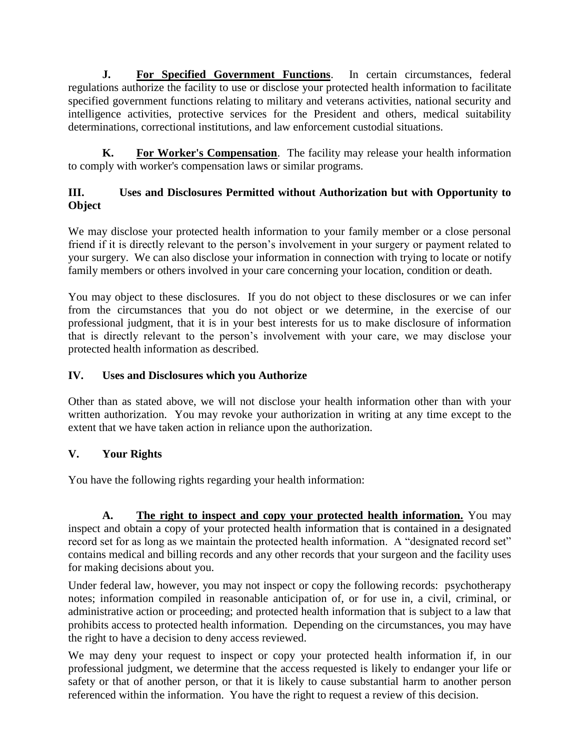**J. <u>For Specified Government Functions</u>**. In certain circumstances, federal regulations authorize the facility to use or disclose your protected health information to facilitate specified government functions relating to military and veterans activities, national security and intelligence activities, protective services for the President and others, medical suitability determinations, correctional institutions, and law enforcement custodial situations.

**K. <u>For Worker's Compensation</u>**. The facility may release your health information to comply with worker's compensation laws or similar programs.

## III. Uses and Disclosures Permitted without Authorization but with Opportunity to Object

We may disclose your protected health information to your family member or a close personal friend if it is directly relevant to the person's involvement in your surgery or payment related to your surgery. We can also disclose your information in connection with trying to locate or notify family members or others involved in your care concerning your location, condition or death.

You may object to these disclosures. If you do not object to these disclosures or we can infer from the circumstances that you do not object or we determine, in the exercise of our professional judgment, that it is in your best interests for us to make disclosure of information that is directly relevant to the person's involvement with your care, we may disclose your protected health information as described.

## IV. Uses and Disclosures which you Authorize

Other than as stated above, we will not disclose your health information other than with your written authorization. You may revoke your authorization in writing at any time except to the extent that we have taken action in reliance upon the authorization.

## V. Your Rights

You have the following rights regarding your health information:

**A. <u>The right to inspect and copy your protected health information.</u>** You may inspect and obtain a copy of your protected health information that is contained in a designated record set for as long as we maintain the protected health information. A "designated record set" contains medical and billing records and any other records that your surgeon and the facility uses for making decisions about you.

Under federal law, however, you may not inspect or copy the following records: psychotherapy notes; information compiled in reasonable anticipation of, or for use in, a civil, criminal, or administrative action or proceeding; and protected health information that is subject to a law that prohibits access to protected health information. Depending on the circumstances, you may have the right to have a decision to deny access reviewed.

We may deny your request to inspect or copy your protected health information if, in our professional judgment, we determine that the access requested is likely to endanger your life or safety or that of another person, or that it is likely to cause substantial harm to another person referenced within the information. You have the right to request a review of this decision.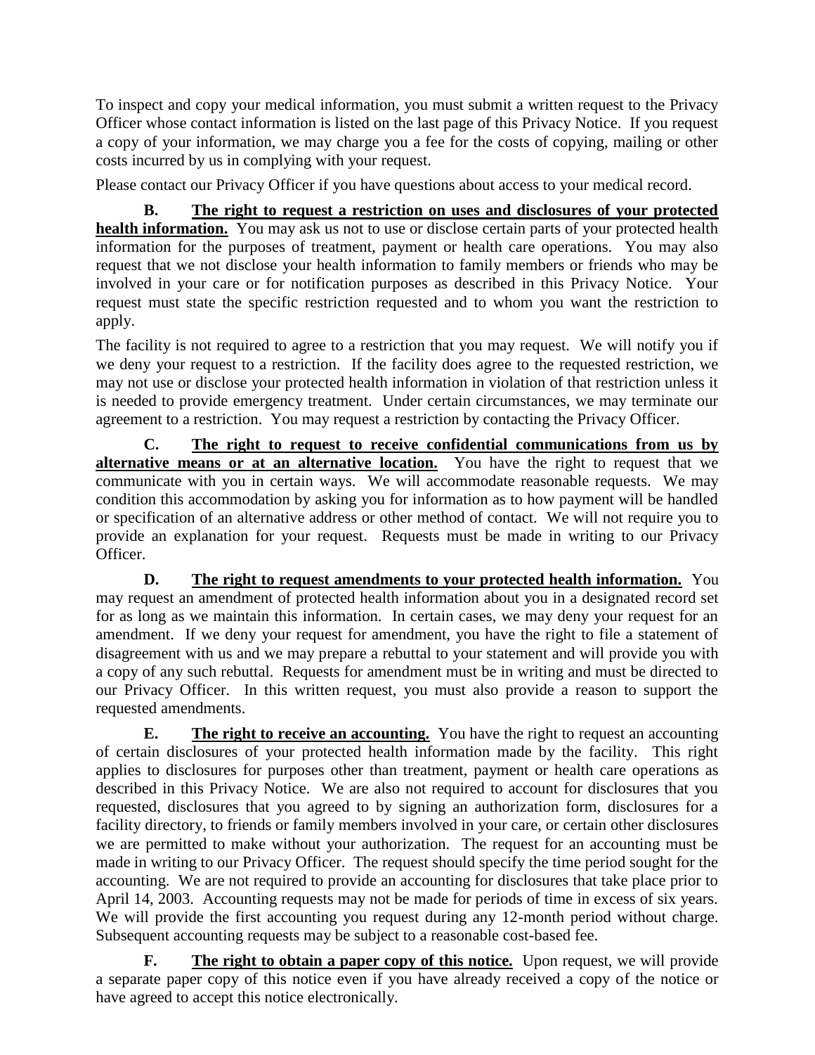To inspect and copy your medical information, you must submit a written request to the Privacy Officer whose contact information is listed on the last page of this Privacy Notice. If you request a copy of your information, we may charge you a fee for the costs of copying, mailing or other costs incurred by us in complying with your request.

Please contact our Privacy Officer if you have questions about access to your medical record.

**B. The right to request a restriction on uses and disclosures of your protected health information.** You may ask us not to use or disclose certain parts of your protected health information for the purposes of treatment, payment or health care operations. You may also request that we not disclose your health information to family members or friends who may be involved in your care or for notification purposes as described in this Privacy Notice. Your request must state the specific restriction requested and to whom you want the restriction to apply.

The facility is not required to agree to a restriction that you may request. We will notify you if we deny your request to a restriction. If the facility does agree to the requested restriction, we may not use or disclose your protected health information in violation of that restriction unless it is needed to provide emergency treatment. Under certain circumstances, we may terminate our agreement to a restriction. You may request a restriction by contacting the Privacy Officer.

**C. The right to request to receive confidential communications from us by alternative means or at an alternative location.** You have the right to request that we communicate with you in certain ways. We will accommodate reasonable requests. We may condition this accommodation by asking you for information as to how payment will be handled or specification of an alternative address or other method of contact. We will not require you to provide an explanation for your request. Requests must be made in writing to our Privacy Officer.

**D. The right to request amendments to your protected health information.** You may request an amendment of protected health information about you in a designated record set for as long as we maintain this information. In certain cases, we may deny your request for an amendment. If we deny your request for amendment, you have the right to file a statement of disagreement with us and we may prepare a rebuttal to your statement and will provide you with a copy of any such rebuttal. Requests for amendment must be in writing and must be directed to our Privacy Officer. In this written request, you must also provide a reason to support the requested amendments.

**E. The right to receive an accounting.** You have the right to request an accounting of certain disclosures of your protected health information made by the facility. This right applies to disclosures for purposes other than treatment, payment or health care operations as described in this Privacy Notice. We are also not required to account for disclosures that you requested, disclosures that you agreed to by signing an authorization form, disclosures for a facility directory, to friends or family members involved in your care, or certain other disclosures we are permitted to make without your authorization. The request for an accounting must be made in writing to our Privacy Officer. The request should specify the time period sought for the accounting. We are not required to provide an accounting for disclosures that take place prior to April 14, 2003. Accounting requests may not be made for periods of time in excess of six years. We will provide the first accounting you request during any 12-month period without charge. Subsequent accounting requests may be subject to a reasonable cost-based fee.

**F. The right to obtain a paper copy of this notice.** Upon request, we will provide a separate paper copy of this notice even if you have already received a copy of the notice or have agreed to accept this notice electronically.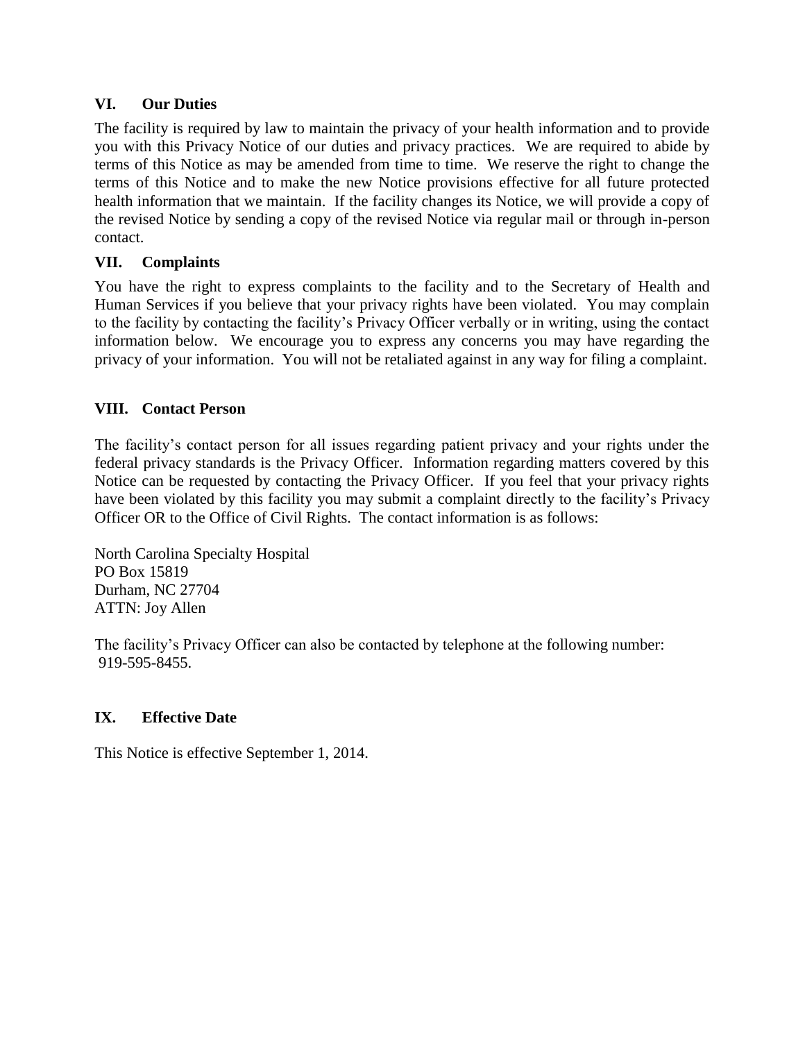## VI. Our Duties

The facility is required by law to maintain the privacy of your health information and to provide you with this Privacy Notice of our duties and privacy practices. We are required to abide by terms of this Notice as may be amended from time to time. We reserve the right to change the terms of this Notice and to make the new Notice provisions effective for all future protected health information that we maintain. If the facility changes its Notice, we will provide a copy of the revised Notice by sending a copy of the revised Notice via regular mail or through in-person contact.

## VII. Complaints

You have the right to express complaints to the facility and to the Secretary of Health and Human Services if you believe that your privacy rights have been violated. You may complain to the facility by contacting the facility's Privacy Officer verbally or in writing, using the contact information below. We encourage you to express any concerns you may have regarding the privacy of your information. You will not be retaliated against in any way for filing a complaint.

## VIII. Contact Person

The facility's contact person for all issues regarding patient privacy and your rights under the federal privacy standards is the Privacy Officer. Information regarding matters covered by this Notice can be requested by contacting the Privacy Officer. If you feel that your privacy rights have been violated by this facility you may submit a complaint directly to the facility's Privacy Officer OR to the Office of Civil Rights. The contact information is as follows:

North Carolina Specialty Hospital
PO Box 15819
Durham, NC 27704
ATTN: Joy Allen

The facility's Privacy Officer can also be contacted by telephone at the following number: 919-595-8455.

## IX. Effective Date

This Notice is effective September 1, 2014.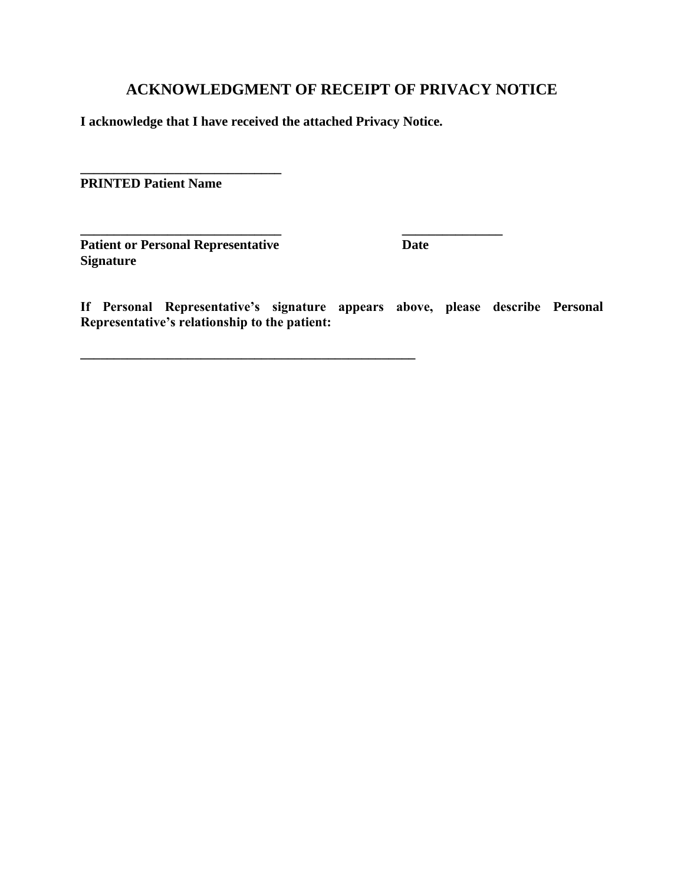## ACKNOWLEDGMENT OF RECEIPT OF PRIVACY NOTICE

**I acknowledge that I have received the attached Privacy Notice.**

**______________________________**
**PRINTED Patient Name**

**______________________________** **_______________**
**Patient or Personal Representative Signature** **Date**

**If Personal Representative's signature appears above, please describe Personal Representative's relationship to the patient:**

**__________________________________________________**